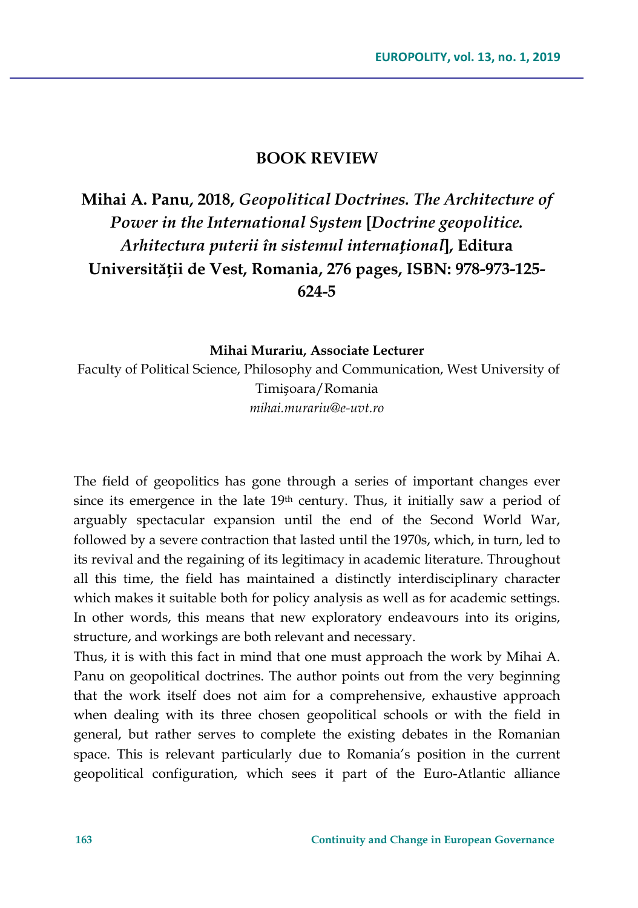# BOOK REVIEW

## Mihai A. Panu, 2018, *Geopolitical Doctrines. The Architecture of Power in the International System* [*Doctrine geopolitice. Arhitectura puterii în sistemul internațional*], Editura Universității de Vest, Romania, 276 pages, ISBN: 978-973-125-624-5

**Mihai Murariu, Associate Lecturer**

Faculty of Political Science, Philosophy and Communication, West University of Timișoara/Romania

*mihai.murariu@e-uvt.ro*

The field of geopolitics has gone through a series of important changes ever since its emergence in the late 19th century. Thus, it initially saw a period of arguably spectacular expansion until the end of the Second World War, followed by a severe contraction that lasted until the 1970s, which, in turn, led to its revival and the regaining of its legitimacy in academic literature. Throughout all this time, the field has maintained a distinctly interdisciplinary character which makes it suitable both for policy analysis as well as for academic settings. In other words, this means that new exploratory endeavours into its origins, structure, and workings are both relevant and necessary.

Thus, it is with this fact in mind that one must approach the work by Mihai A. Panu on geopolitical doctrines. The author points out from the very beginning that the work itself does not aim for a comprehensive, exhaustive approach when dealing with its three chosen geopolitical schools or with the field in general, but rather serves to complete the existing debates in the Romanian space. This is relevant particularly due to Romania's position in the current geopolitical configuration, which sees it part of the Euro-Atlantic alliance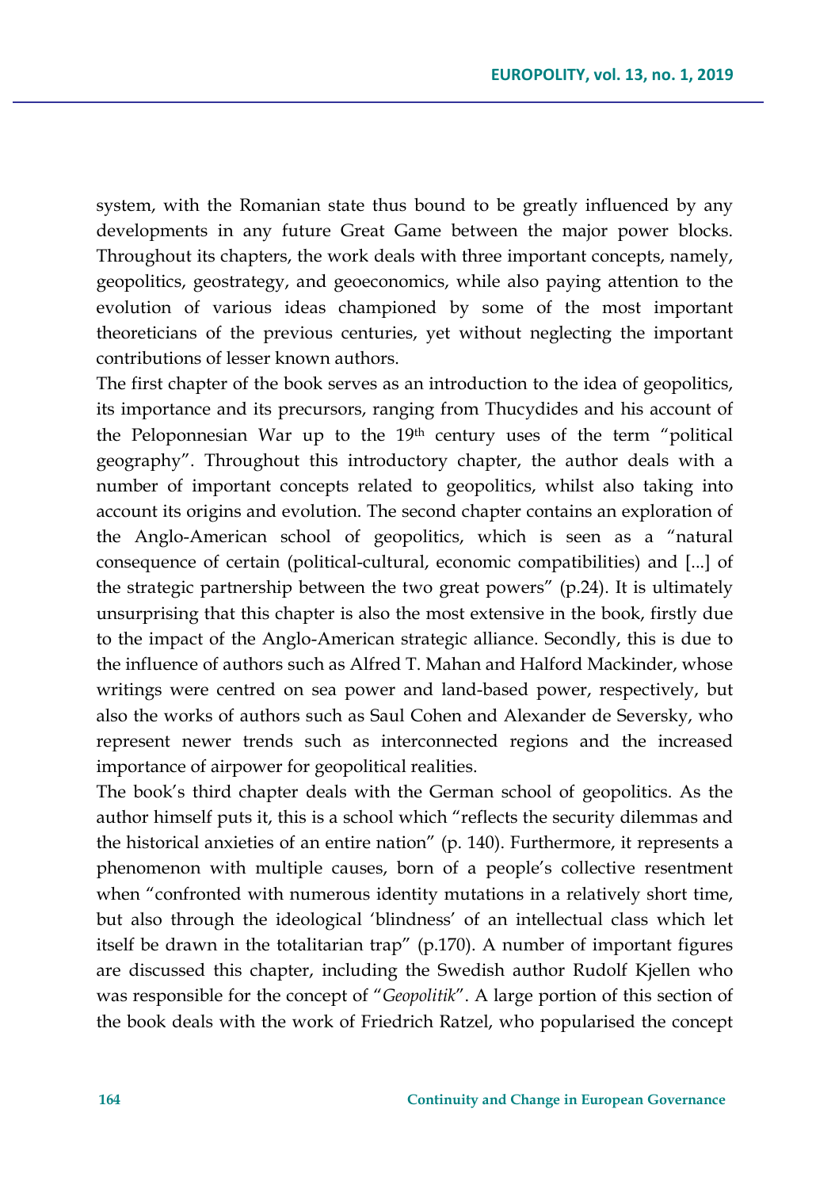system, with the Romanian state thus bound to be greatly influenced by any developments in any future Great Game between the major power blocks. Throughout its chapters, the work deals with three important concepts, namely, geopolitics, geostrategy, and geoeconomics, while also paying attention to the evolution of various ideas championed by some of the most important theoreticians of the previous centuries, yet without neglecting the important contributions of lesser known authors.

The first chapter of the book serves as an introduction to the idea of geopolitics, its importance and its precursors, ranging from Thucydides and his account of the Peloponnesian War up to the 19th century uses of the term "political geography". Throughout this introductory chapter, the author deals with a number of important concepts related to geopolitics, whilst also taking into account its origins and evolution. The second chapter contains an exploration of the Anglo-American school of geopolitics, which is seen as a "natural consequence of certain (political-cultural, economic compatibilities) and [...] of the strategic partnership between the two great powers" (p.24). It is ultimately unsurprising that this chapter is also the most extensive in the book, firstly due to the impact of the Anglo-American strategic alliance. Secondly, this is due to the influence of authors such as Alfred T. Mahan and Halford Mackinder, whose writings were centred on sea power and land-based power, respectively, but also the works of authors such as Saul Cohen and Alexander de Seversky, who represent newer trends such as interconnected regions and the increased importance of airpower for geopolitical realities.

The book's third chapter deals with the German school of geopolitics. As the author himself puts it, this is a school which "reflects the security dilemmas and the historical anxieties of an entire nation" (p. 140). Furthermore, it represents a phenomenon with multiple causes, born of a people's collective resentment when "confronted with numerous identity mutations in a relatively short time, but also through the ideological 'blindness' of an intellectual class which let itself be drawn in the totalitarian trap" (p.170). A number of important figures are discussed this chapter, including the Swedish author Rudolf Kjellen who was responsible for the concept of "*Geopolitik*". A large portion of this section of the book deals with the work of Friedrich Ratzel, who popularised the concept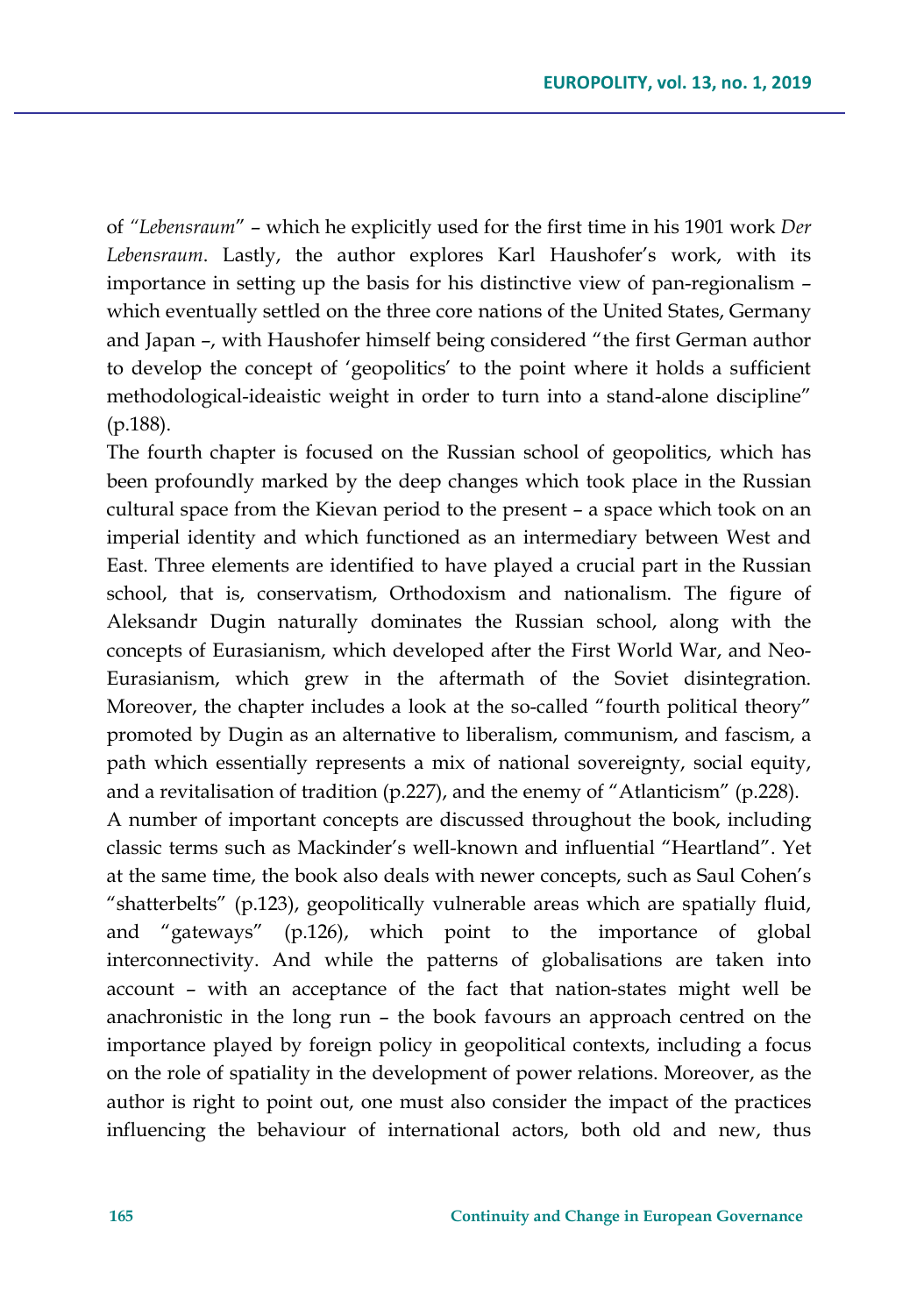of "*Lebensraum*" – which he explicitly used for the first time in his 1901 work *Der Lebensraum*. Lastly, the author explores Karl Haushofer's work, with its importance in setting up the basis for his distinctive view of pan-regionalism – which eventually settled on the three core nations of the United States, Germany and Japan –, with Haushofer himself being considered "the first German author to develop the concept of 'geopolitics' to the point where it holds a sufficient methodological-ideaistic weight in order to turn into a stand-alone discipline" (p.188).

The fourth chapter is focused on the Russian school of geopolitics, which has been profoundly marked by the deep changes which took place in the Russian cultural space from the Kievan period to the present – a space which took on an imperial identity and which functioned as an intermediary between West and East. Three elements are identified to have played a crucial part in the Russian school, that is, conservatism, Orthodoxism and nationalism. The figure of Aleksandr Dugin naturally dominates the Russian school, along with the concepts of Eurasianism, which developed after the First World War, and Neo-Eurasianism, which grew in the aftermath of the Soviet disintegration. Moreover, the chapter includes a look at the so-called "fourth political theory" promoted by Dugin as an alternative to liberalism, communism, and fascism, a path which essentially represents a mix of national sovereignty, social equity, and a revitalisation of tradition (p.227), and the enemy of "Atlanticism" (p.228).

A number of important concepts are discussed throughout the book, including classic terms such as Mackinder's well-known and influential "Heartland". Yet at the same time, the book also deals with newer concepts, such as Saul Cohen's "shatterbelts" (p.123), geopolitically vulnerable areas which are spatially fluid, and "gateways" (p.126), which point to the importance of global interconnectivity. And while the patterns of globalisations are taken into account – with an acceptance of the fact that nation-states might well be anachronistic in the long run – the book favours an approach centred on the importance played by foreign policy in geopolitical contexts, including a focus on the role of spatiality in the development of power relations. Moreover, as the author is right to point out, one must also consider the impact of the practices influencing the behaviour of international actors, both old and new, thus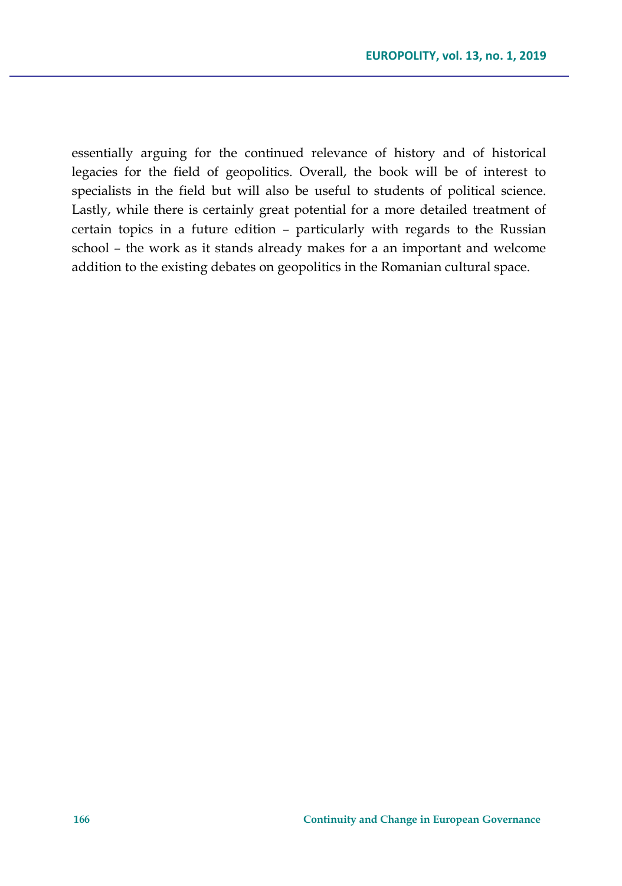essentially arguing for the continued relevance of history and of historical legacies for the field of geopolitics. Overall, the book will be of interest to specialists in the field but will also be useful to students of political science. Lastly, while there is certainly great potential for a more detailed treatment of certain topics in a future edition – particularly with regards to the Russian school – the work as it stands already makes for a an important and welcome addition to the existing debates on geopolitics in the Romanian cultural space.